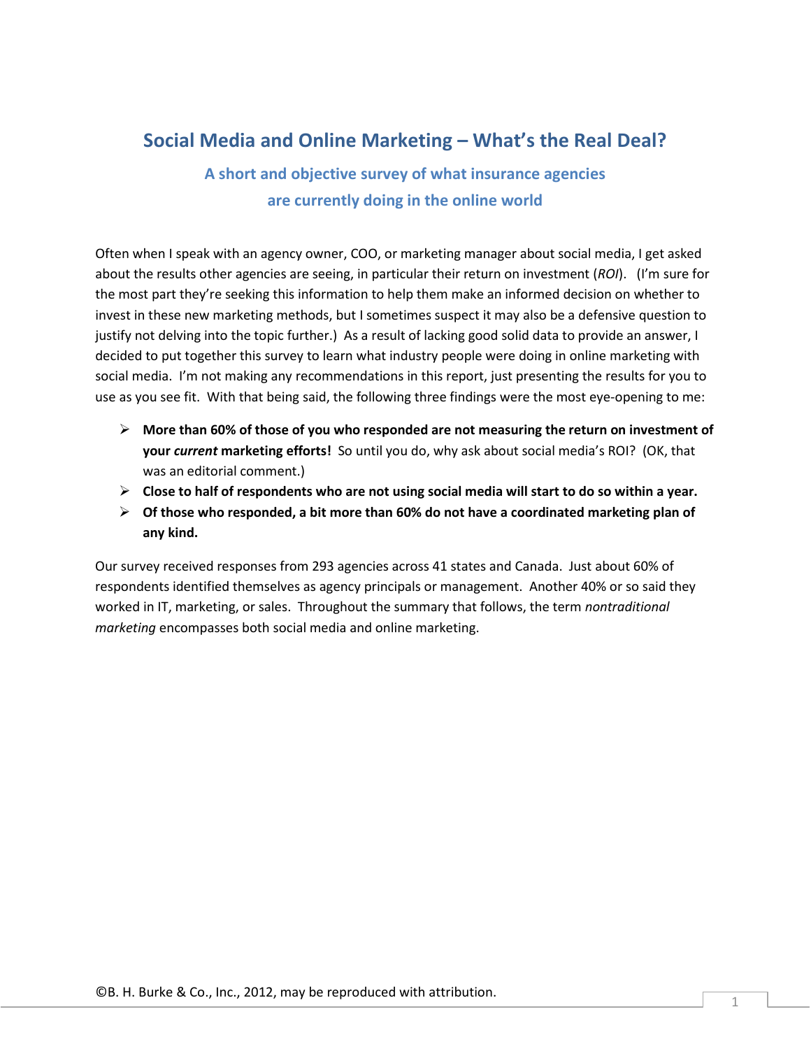# Social Media and Online Marketing – What's the Real Deal?

## A short and objective survey of what insurance agencies are currently doing in the online world

Often when I speak with an agency owner, COO, or marketing manager about social media, I get asked about the results other agencies are seeing, in particular their return on investment (*ROI*). (I'm sure for the most part they're seeking this information to help them make an informed decision on whether to invest in these new marketing methods, but I sometimes suspect it may also be a defensive question to justify not delving into the topic further.) As a result of lacking good solid data to provide an answer, I decided to put together this survey to learn what industry people were doing in online marketing with social media. I'm not making any recommendations in this report, just presenting the results for you to use as you see fit. With that being said, the following three findings were the most eye-opening to me:

- **More than 60% of those of you who responded are not measuring the return on investment of your *current* marketing efforts!** So until you do, why ask about social media's ROI? (OK, that was an editorial comment.)
- **Close to half of respondents who are not using social media will start to do so within a year.**
- **Of those who responded, a bit more than 60% do not have a coordinated marketing plan of any kind.**

Our survey received responses from 293 agencies across 41 states and Canada. Just about 60% of respondents identified themselves as agency principals or management. Another 40% or so said they worked in IT, marketing, or sales. Throughout the summary that follows, the term *nontraditional marketing* encompasses both social media and online marketing.

©B. H. Burke & Co., Inc., 2012, may be reproduced with attribution.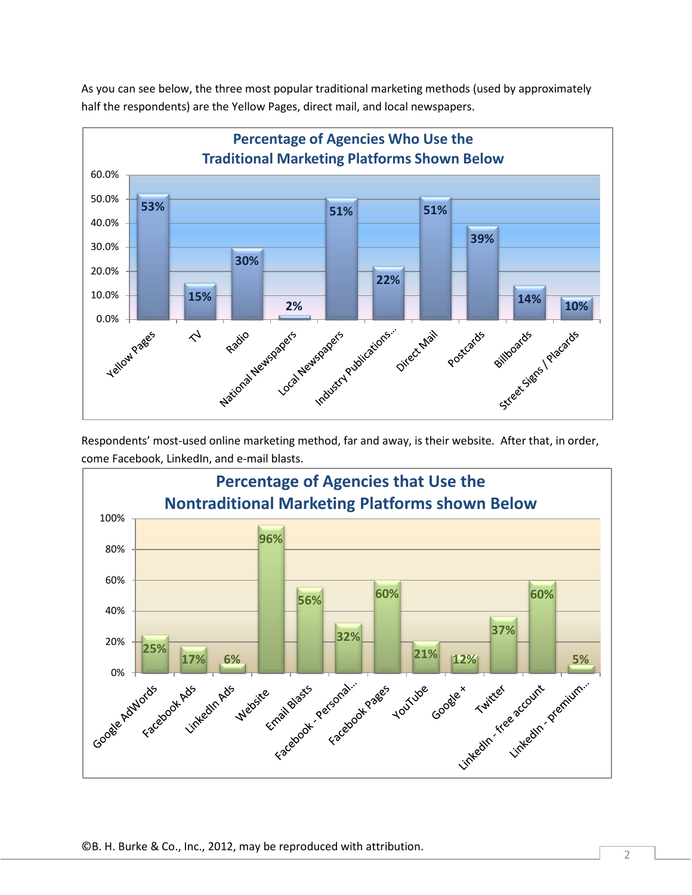As you can see below, the three most popular traditional marketing methods (used by approximately half the respondents) are the Yellow Pages, direct mail, and local newspapers.

**Percentage of Agencies Who Use the Traditional Marketing Platforms Shown Below**

| Platform | Percentage |
|---|---|
| Yellow Pages | 53% |
| TV | 15% |
| Radio | 30% |
| National Newspapers | 2% |
| Local Newspapers | 51% |
| Industry Publications... | 22% |
| Direct Mail | 51% |
| Postcards | 39% |
| Billboards | 14% |
| Street Signs / Placards | 10% |

Respondents' most-used online marketing method, far and away, is their website. After that, in order, come Facebook, LinkedIn, and e-mail blasts.

**Percentage of Agencies that Use the Nontraditional Marketing Platforms shown Below**

| Platform | Percentage |
|---|---|
| Google AdWords | 25% |
| Facebook Ads | 17% |
| LinkedIn Ads | 6% |
| Website | 96% |
| Email Blasts | 56% |
| Facebook - Personal... | 32% |
| Facebook Pages | 60% |
| YouTube | 21% |
| Google + | 12% |
| Twitter | 37% |
| LinkedIn - free account | 60% |
| LinkedIn - premium... | 5% |

©B. H. Burke & Co., Inc., 2012, may be reproduced with attribution.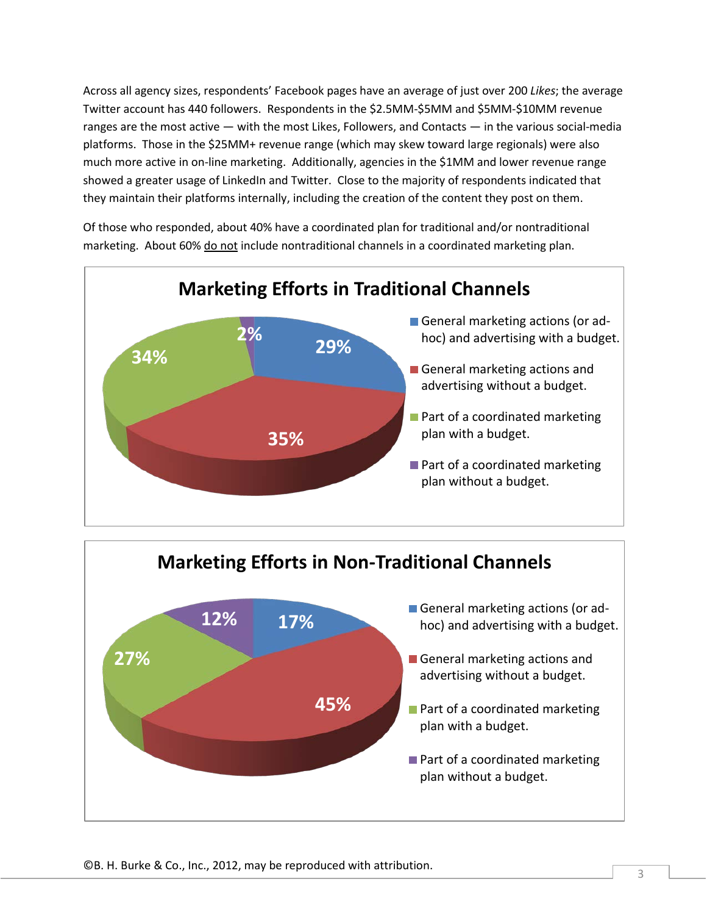Across all agency sizes, respondents' Facebook pages have an average of just over 200 *Likes*; the average Twitter account has 440 followers. Respondents in the $2.5MM-$5MM and $5MM-$10MM revenue ranges are the most active — with the most Likes, Followers, and Contacts — in the various social-media platforms. Those in the $25MM+ revenue range (which may skew toward large regionals) were also much more active in on-line marketing. Additionally, agencies in the $1MM and lower revenue range showed a greater usage of LinkedIn and Twitter. Close to the majority of respondents indicated that they maintain their platforms internally, including the creation of the content they post on them.

Of those who responded, about 40% have a coordinated plan for traditional and/or nontraditional marketing. About 60% <u>do not</u> include nontraditional channels in a coordinated marketing plan.

**Marketing Efforts in Traditional Channels**

| Category | Percentage |
|---|---|
| General marketing actions (or ad-hoc) and advertising with a budget. | 29% |
| General marketing actions and advertising without a budget. | 35% |
| Part of a coordinated marketing plan with a budget. | 34% |
| Part of a coordinated marketing plan without a budget. | 2% |

**Marketing Efforts in Non-Traditional Channels**

| Category | Percentage |
|---|---|
| General marketing actions (or ad-hoc) and advertising with a budget. | 17% |
| General marketing actions and advertising without a budget. | 45% |
| Part of a coordinated marketing plan with a budget. | 27% |
| Part of a coordinated marketing plan without a budget. | 12% |

©B. H. Burke & Co., Inc., 2012, may be reproduced with attribution.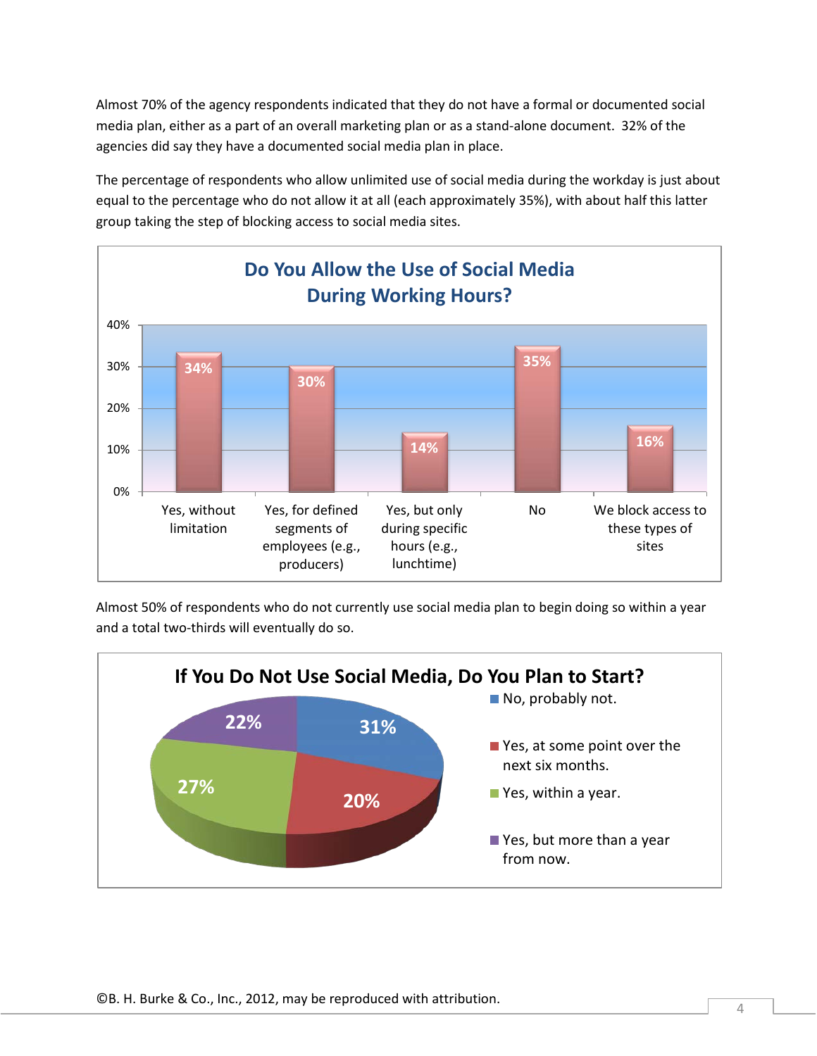Almost 70% of the agency respondents indicated that they do not have a formal or documented social media plan, either as a part of an overall marketing plan or as a stand-alone document. 32% of the agencies did say they have a documented social media plan in place.

The percentage of respondents who allow unlimited use of social media during the workday is just about equal to the percentage who do not allow it at all (each approximately 35%), with about half this latter group taking the step of blocking access to social media sites.

**Do You Allow the Use of Social Media During Working Hours?**

| Response | Percentage |
|---|---|
| Yes, without limitation | 34% |
| Yes, for defined segments of employees (e.g., producers) | 30% |
| Yes, but only during specific hours (e.g., lunchtime) | 14% |
| No | 35% |
| We block access to these types of sites | 16% |

Almost 50% of respondents who do not currently use social media plan to begin doing so within a year and a total two-thirds will eventually do so.

**If You Do Not Use Social Media, Do You Plan to Start?**

| Response | Percentage |
|---|---|
| No, probably not. | 31% |
| Yes, at some point over the next six months. | 20% |
| Yes, within a year. | 27% |
| Yes, but more than a year from now. | 22% |

©B. H. Burke & Co., Inc., 2012, may be reproduced with attribution.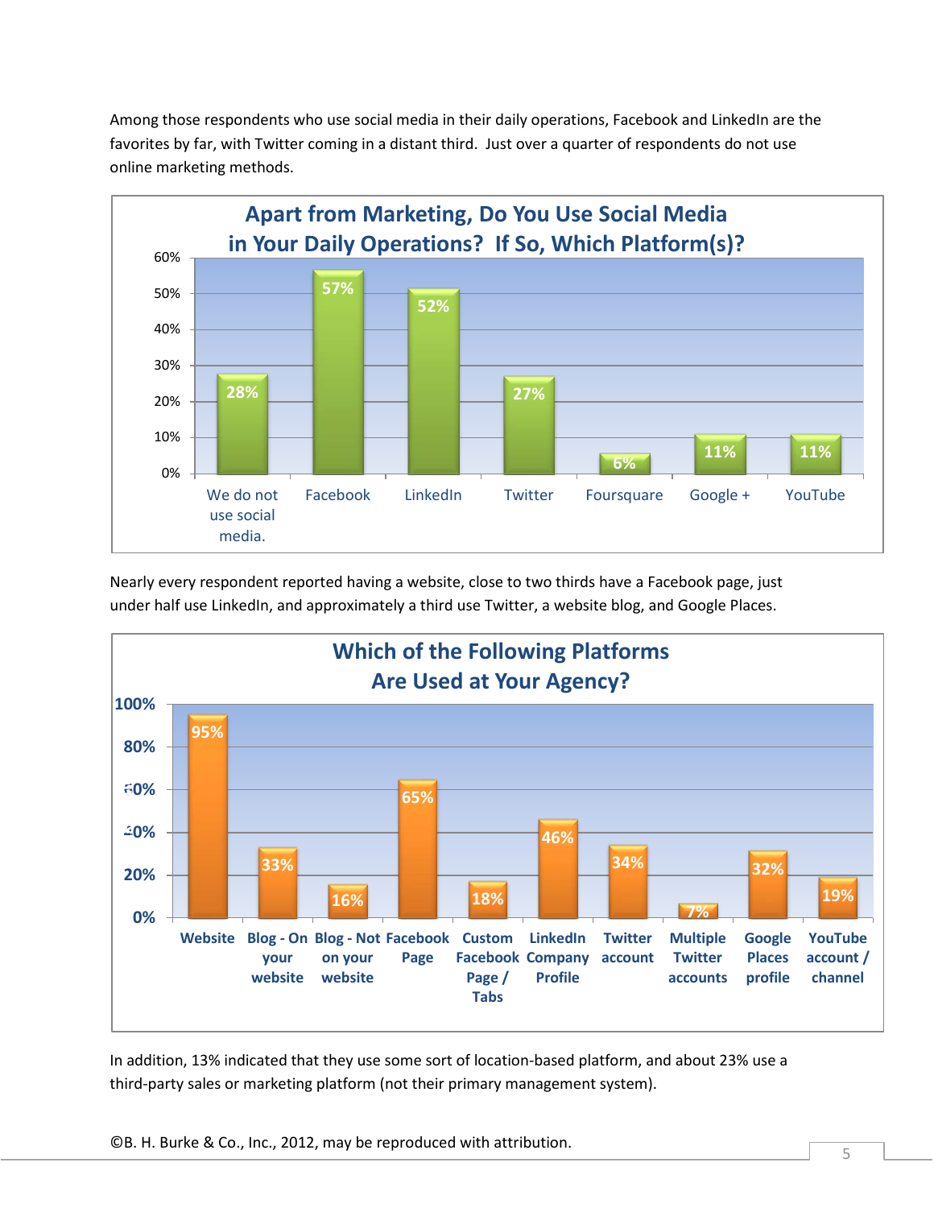Among those respondents who use social media in their daily operations, Facebook and LinkedIn are the favorites by far, with Twitter coming in a distant third. Just over a quarter of respondents do not use online marketing methods.

**Apart from Marketing, Do You Use Social Media in Your Daily Operations? If So, Which Platform(s)?**

| Platform | Percentage |
|---|---|
| We do not use social media. | 28% |
| Facebook | 57% |
| LinkedIn | 52% |
| Twitter | 27% |
| Foursquare | 6% |
| Google + | 11% |
| YouTube | 11% |

Nearly every respondent reported having a website, close to two thirds have a Facebook page, just under half use LinkedIn, and approximately a third use Twitter, a website blog, and Google Places.

**Which of the Following Platforms Are Used at Your Agency?**

| Platform | Percentage |
|---|---|
| Website | 95% |
| Blog - On your website | 33% |
| Blog - Not on your website | 16% |
| Facebook Page | 65% |
| Custom Facebook Page / Tabs | 18% |
| LinkedIn Company Profile | 46% |
| Twitter account | 34% |
| Multiple Twitter accounts | 7% |
| Google Places profile | 32% |
| YouTube account / channel | 19% |

In addition, 13% indicated that they use some sort of location-based platform, and about 23% use a third-party sales or marketing platform (not their primary management system).

©B. H. Burke & Co., Inc., 2012, may be reproduced with attribution.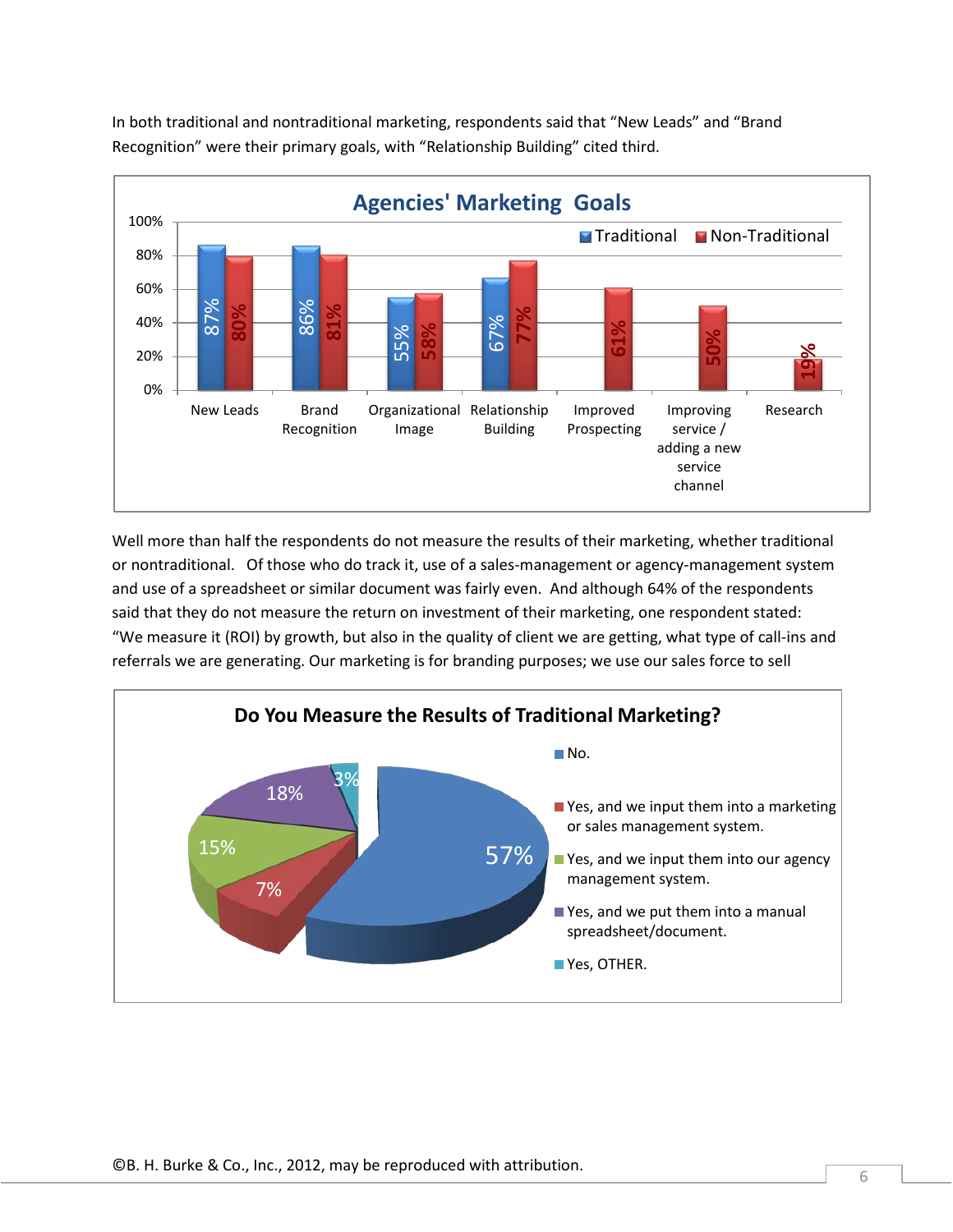In both traditional and nontraditional marketing, respondents said that “New Leads” and “Brand Recognition” were their primary goals, with “Relationship Building” cited third.

**Agencies' Marketing Goals**

| Goal | Traditional | Non-Traditional |
|---|---|---|
| New Leads | 87% | 80% |
| Brand Recognition | 86% | 81% |
| Organizational Image | 55% | 58% |
| Relationship Building | 67% | 77% |
| Improved Prospecting | | 61% |
| Improving service / adding a new service channel | | 50% |
| Research | | 19% |

Well more than half the respondents do not measure the results of their marketing, whether traditional or nontraditional. Of those who do track it, use of a sales-management or agency-management system and use of a spreadsheet or similar document was fairly even. And although 64% of the respondents said that they do not measure the return on investment of their marketing, one respondent stated: “We measure it (ROI) by growth, but also in the quality of client we are getting, what type of call-ins and referrals we are generating. Our marketing is for branding purposes; we use our sales force to sell

**Do You Measure the Results of Traditional Marketing?**

| Response | Percent |
|---|---|
| No. | 57% |
| Yes, and we input them into a marketing or sales management system. | 7% |
| Yes, and we input them into our agency management system. | 15% |
| Yes, and we put them into a manual spreadsheet/document. | 18% |
| Yes, OTHER. | 3% |

©B. H. Burke & Co., Inc., 2012, may be reproduced with attribution.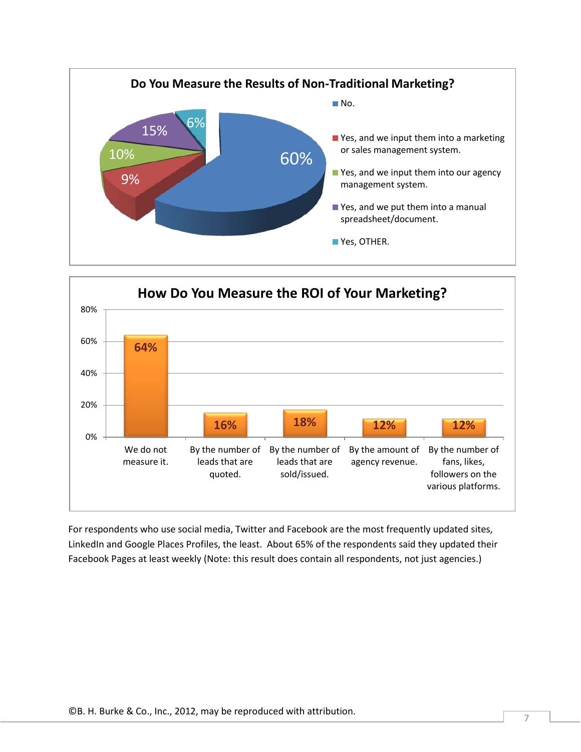**Do You Measure the Results of Non-Traditional Marketing?**

| Response | Percentage |
| --- | --- |
| No. | 60% |
| Yes, and we input them into a marketing or sales management system. | 9% |
| Yes, and we input them into our agency management system. | 10% |
| Yes, and we put them into a manual spreadsheet/document. | 15% |
| Yes, OTHER. | 6% |

**How Do You Measure the ROI of Your Marketing?**

| Response | Percentage |
| --- | --- |
| We do not measure it. | 64% |
| By the number of leads that are quoted. | 16% |
| By the number of leads that are sold/issued. | 18% |
| By the amount of agency revenue. | 12% |
| By the number of fans, likes, followers on the various platforms. | 12% |

For respondents who use social media, Twitter and Facebook are the most frequently updated sites, LinkedIn and Google Places Profiles, the least. About 65% of the respondents said they updated their Facebook Pages at least weekly (Note: this result does contain all respondents, not just agencies.)

©B. H. Burke & Co., Inc., 2012, may be reproduced with attribution.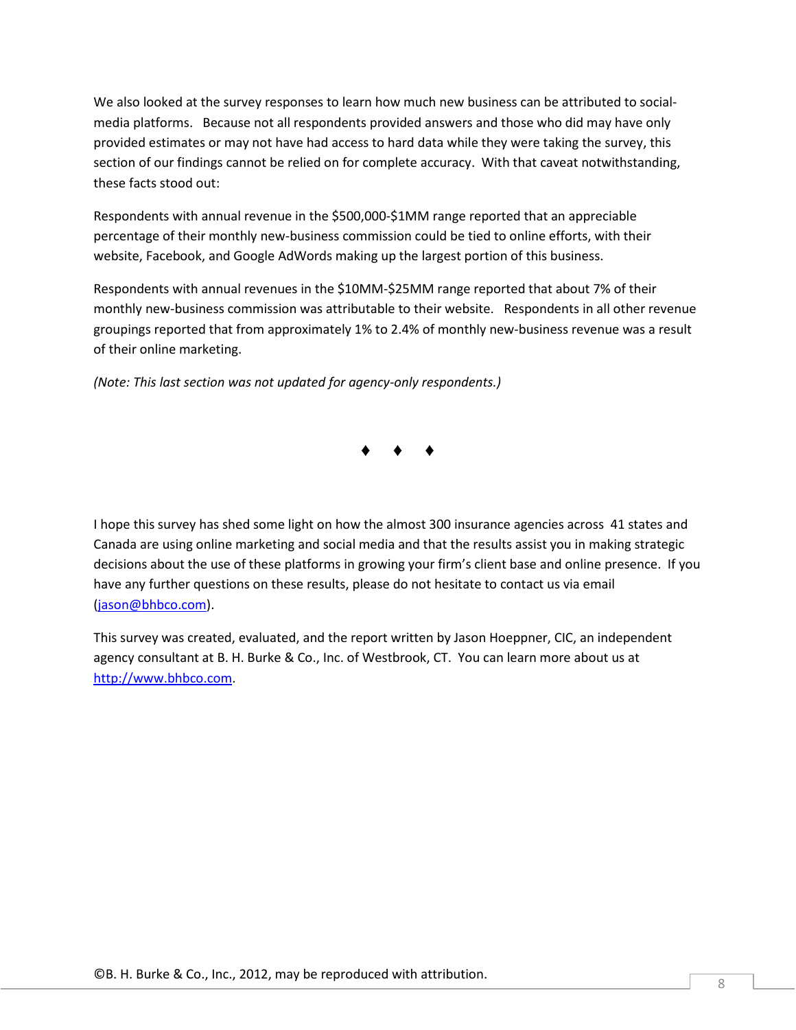We also looked at the survey responses to learn how much new business can be attributed to social-media platforms. Because not all respondents provided answers and those who did may have only provided estimates or may not have had access to hard data while they were taking the survey, this section of our findings cannot be relied on for complete accuracy. With that caveat notwithstanding, these facts stood out:

Respondents with annual revenue in the $500,000-$1MM range reported that an appreciable percentage of their monthly new-business commission could be tied to online efforts, with their website, Facebook, and Google AdWords making up the largest portion of this business.

Respondents with annual revenues in the $10MM-$25MM range reported that about 7% of their monthly new-business commission was attributable to their website. Respondents in all other revenue groupings reported that from approximately 1% to 2.4% of monthly new-business revenue was a result of their online marketing.

*(Note: This last section was not updated for agency-only respondents.)*

♦ ♦ ♦

I hope this survey has shed some light on how the almost 300 insurance agencies across 41 states and Canada are using online marketing and social media and that the results assist you in making strategic decisions about the use of these platforms in growing your firm's client base and online presence. If you have any further questions on these results, please do not hesitate to contact us via email ([jason@bhbco.com](mailto:jason@bhbco.com)).

This survey was created, evaluated, and the report written by Jason Hoeppner, CIC, an independent agency consultant at B. H. Burke & Co., Inc. of Westbrook, CT. You can learn more about us at [http://www.bhbco.com](http://www.bhbco.com).

©B. H. Burke & Co., Inc., 2012, may be reproduced with attribution.